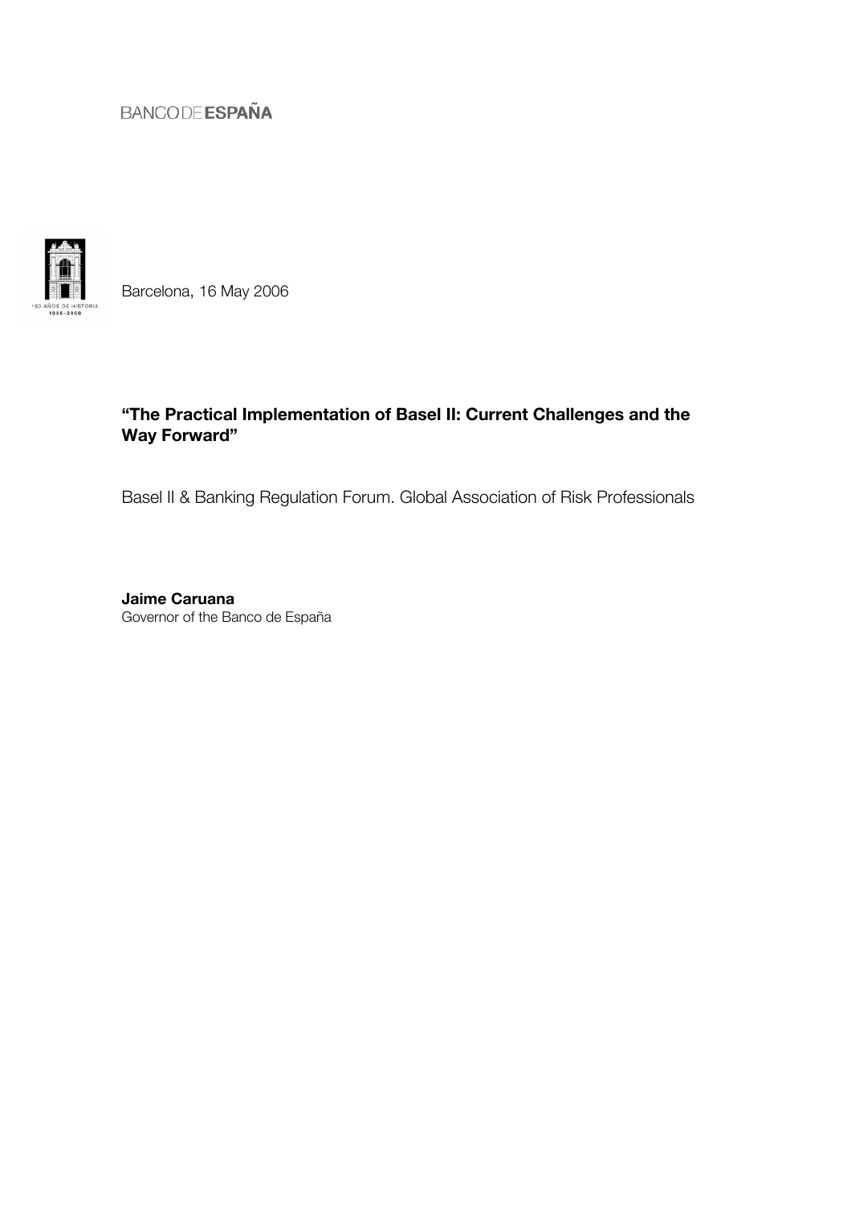BANCO DE ESPAÑA

Barcelona, 16 May 2006

**"The Practical Implementation of Basel II: Current Challenges and the Way Forward"**

Basel II & Banking Regulation Forum. Global Association of Risk Professionals

**Jaime Caruana**
Governor of the Banco de España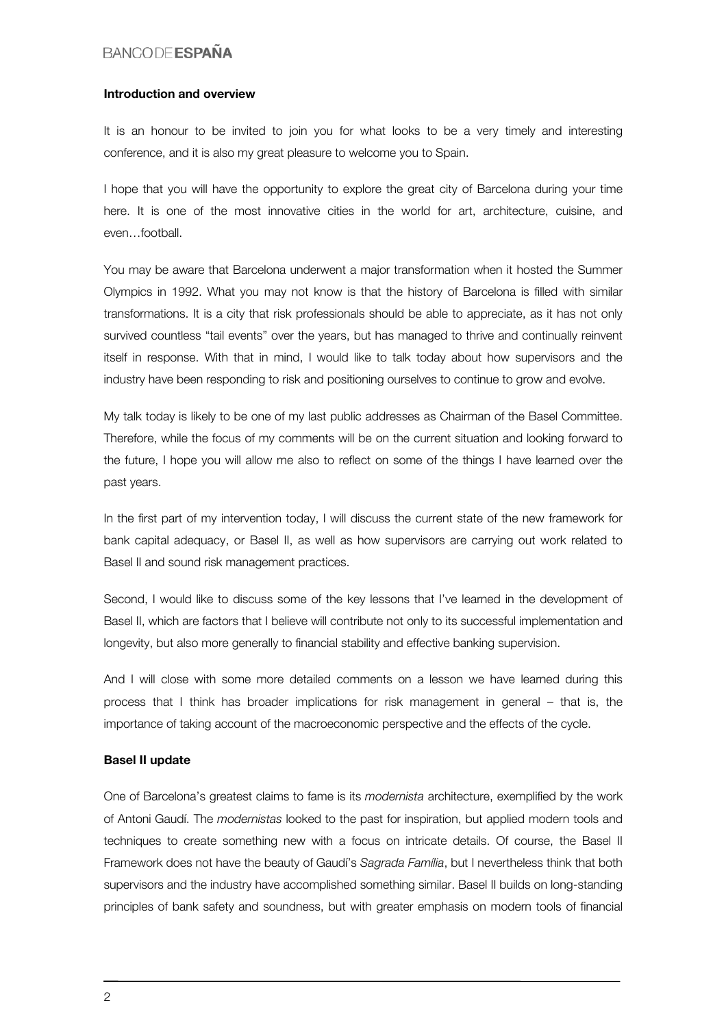**Introduction and overview**

It is an honour to be invited to join you for what looks to be a very timely and interesting conference, and it is also my great pleasure to welcome you to Spain.

I hope that you will have the opportunity to explore the great city of Barcelona during your time here. It is one of the most innovative cities in the world for art, architecture, cuisine, and even…football.

You may be aware that Barcelona underwent a major transformation when it hosted the Summer Olympics in 1992. What you may not know is that the history of Barcelona is filled with similar transformations. It is a city that risk professionals should be able to appreciate, as it has not only survived countless "tail events" over the years, but has managed to thrive and continually reinvent itself in response. With that in mind, I would like to talk today about how supervisors and the industry have been responding to risk and positioning ourselves to continue to grow and evolve.

My talk today is likely to be one of my last public addresses as Chairman of the Basel Committee. Therefore, while the focus of my comments will be on the current situation and looking forward to the future, I hope you will allow me also to reflect on some of the things I have learned over the past years.

In the first part of my intervention today, I will discuss the current state of the new framework for bank capital adequacy, or Basel II, as well as how supervisors are carrying out work related to Basel II and sound risk management practices.

Second, I would like to discuss some of the key lessons that I've learned in the development of Basel II, which are factors that I believe will contribute not only to its successful implementation and longevity, but also more generally to financial stability and effective banking supervision.

And I will close with some more detailed comments on a lesson we have learned during this process that I think has broader implications for risk management in general – that is, the importance of taking account of the macroeconomic perspective and the effects of the cycle.

**Basel II update**

One of Barcelona's greatest claims to fame is its *modernista* architecture, exemplified by the work of Antoni Gaudí. The *modernistas* looked to the past for inspiration, but applied modern tools and techniques to create something new with a focus on intricate details. Of course, the Basel II Framework does not have the beauty of Gaudí's *Sagrada Família*, but I nevertheless think that both supervisors and the industry have accomplished something similar. Basel II builds on long-standing principles of bank safety and soundness, but with greater emphasis on modern tools of financial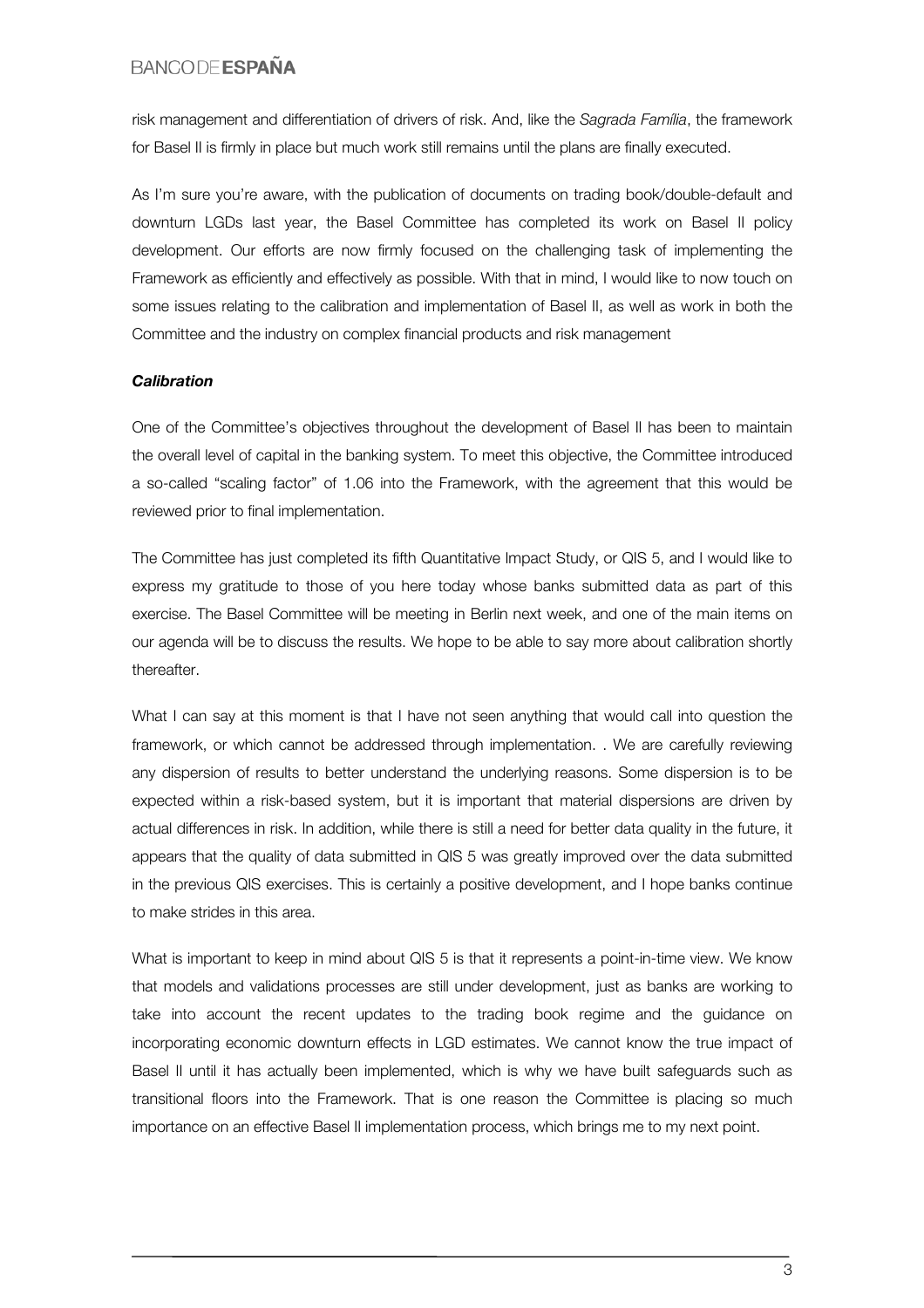risk management and differentiation of drivers of risk. And, like the *Sagrada Familia*, the framework for Basel II is firmly in place but much work still remains until the plans are finally executed.

As I'm sure you're aware, with the publication of documents on trading book/double-default and downturn LGDs last year, the Basel Committee has completed its work on Basel II policy development. Our efforts are now firmly focused on the challenging task of implementing the Framework as efficiently and effectively as possible. With that in mind, I would like to now touch on some issues relating to the calibration and implementation of Basel II, as well as work in both the Committee and the industry on complex financial products and risk management

***Calibration***

One of the Committee's objectives throughout the development of Basel II has been to maintain the overall level of capital in the banking system. To meet this objective, the Committee introduced a so-called "scaling factor" of 1.06 into the Framework, with the agreement that this would be reviewed prior to final implementation.

The Committee has just completed its fifth Quantitative Impact Study, or QIS 5, and I would like to express my gratitude to those of you here today whose banks submitted data as part of this exercise. The Basel Committee will be meeting in Berlin next week, and one of the main items on our agenda will be to discuss the results. We hope to be able to say more about calibration shortly thereafter.

What I can say at this moment is that I have not seen anything that would call into question the framework, or which cannot be addressed through implementation. . We are carefully reviewing any dispersion of results to better understand the underlying reasons. Some dispersion is to be expected within a risk-based system, but it is important that material dispersions are driven by actual differences in risk. In addition, while there is still a need for better data quality in the future, it appears that the quality of data submitted in QIS 5 was greatly improved over the data submitted in the previous QIS exercises. This is certainly a positive development, and I hope banks continue to make strides in this area.

What is important to keep in mind about QIS 5 is that it represents a point-in-time view. We know that models and validations processes are still under development, just as banks are working to take into account the recent updates to the trading book regime and the guidance on incorporating economic downturn effects in LGD estimates. We cannot know the true impact of Basel II until it has actually been implemented, which is why we have built safeguards such as transitional floors into the Framework. That is one reason the Committee is placing so much importance on an effective Basel II implementation process, which brings me to my next point.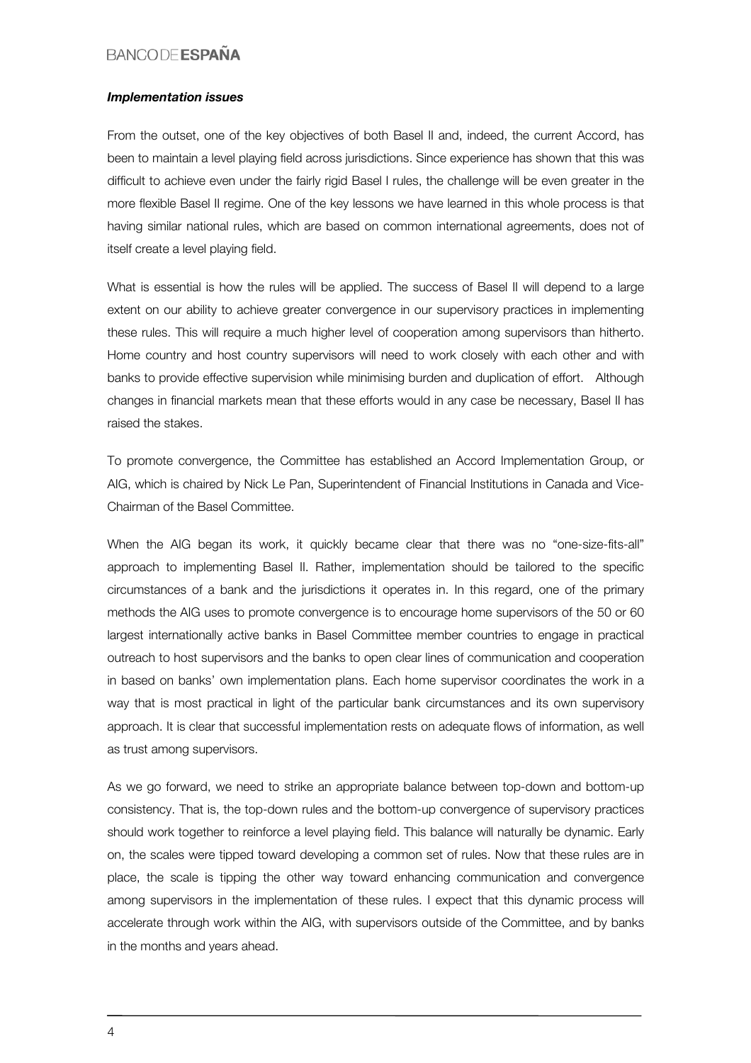***Implementation issues***

From the outset, one of the key objectives of both Basel II and, indeed, the current Accord, has been to maintain a level playing field across jurisdictions. Since experience has shown that this was difficult to achieve even under the fairly rigid Basel I rules, the challenge will be even greater in the more flexible Basel II regime. One of the key lessons we have learned in this whole process is that having similar national rules, which are based on common international agreements, does not of itself create a level playing field.

What is essential is how the rules will be applied. The success of Basel II will depend to a large extent on our ability to achieve greater convergence in our supervisory practices in implementing these rules. This will require a much higher level of cooperation among supervisors than hitherto. Home country and host country supervisors will need to work closely with each other and with banks to provide effective supervision while minimising burden and duplication of effort. Although changes in financial markets mean that these efforts would in any case be necessary, Basel II has raised the stakes.

To promote convergence, the Committee has established an Accord Implementation Group, or AIG, which is chaired by Nick Le Pan, Superintendent of Financial Institutions in Canada and Vice-Chairman of the Basel Committee.

When the AIG began its work, it quickly became clear that there was no "one-size-fits-all" approach to implementing Basel II. Rather, implementation should be tailored to the specific circumstances of a bank and the jurisdictions it operates in. In this regard, one of the primary methods the AIG uses to promote convergence is to encourage home supervisors of the 50 or 60 largest internationally active banks in Basel Committee member countries to engage in practical outreach to host supervisors and the banks to open clear lines of communication and cooperation in based on banks' own implementation plans. Each home supervisor coordinates the work in a way that is most practical in light of the particular bank circumstances and its own supervisory approach. It is clear that successful implementation rests on adequate flows of information, as well as trust among supervisors.

As we go forward, we need to strike an appropriate balance between top-down and bottom-up consistency. That is, the top-down rules and the bottom-up convergence of supervisory practices should work together to reinforce a level playing field. This balance will naturally be dynamic. Early on, the scales were tipped toward developing a common set of rules. Now that these rules are in place, the scale is tipping the other way toward enhancing communication and convergence among supervisors in the implementation of these rules. I expect that this dynamic process will accelerate through work within the AIG, with supervisors outside of the Committee, and by banks in the months and years ahead.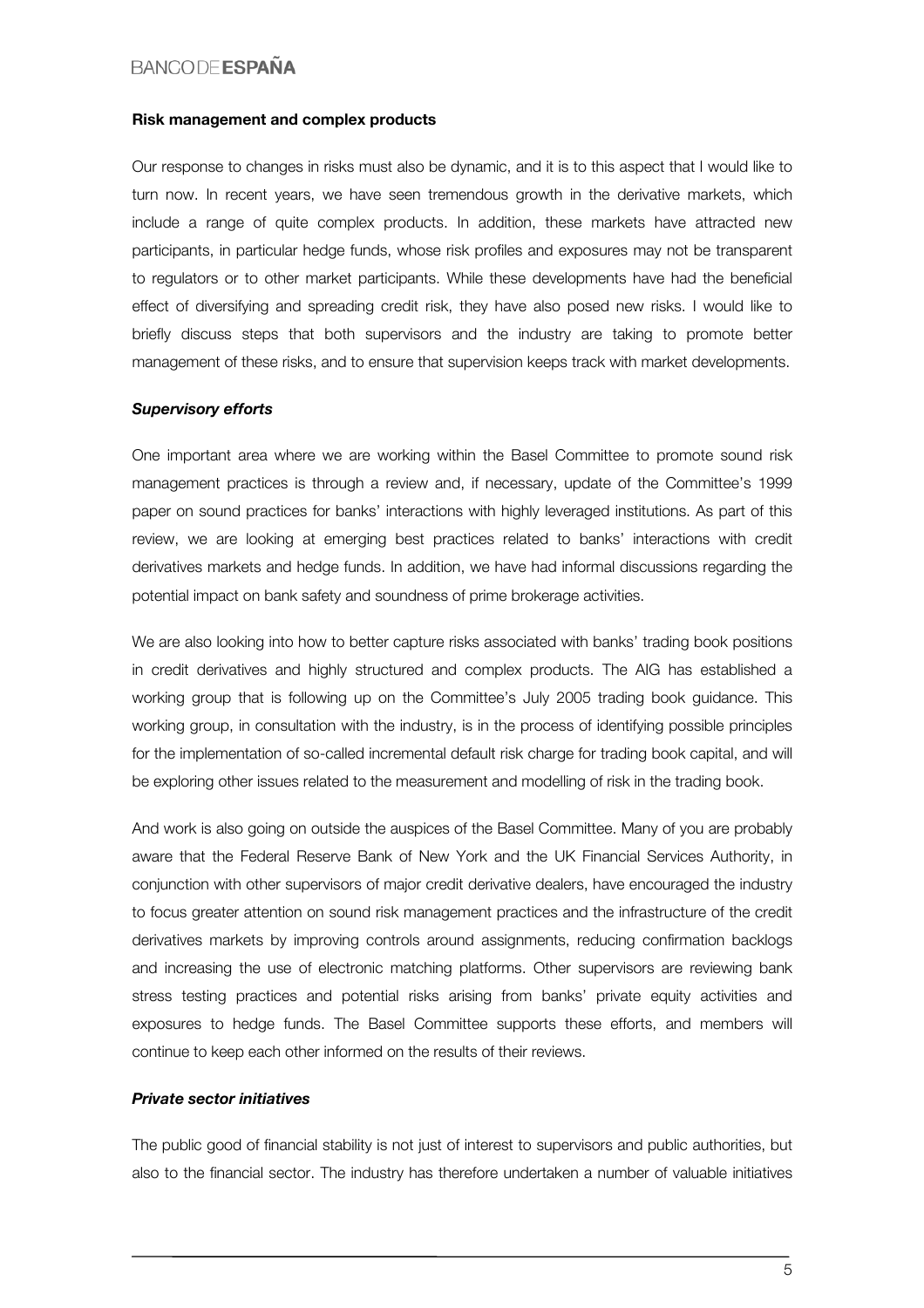**Risk management and complex products**

Our response to changes in risks must also be dynamic, and it is to this aspect that I would like to turn now. In recent years, we have seen tremendous growth in the derivative markets, which include a range of quite complex products. In addition, these markets have attracted new participants, in particular hedge funds, whose risk profiles and exposures may not be transparent to regulators or to other market participants. While these developments have had the beneficial effect of diversifying and spreading credit risk, they have also posed new risks. I would like to briefly discuss steps that both supervisors and the industry are taking to promote better management of these risks, and to ensure that supervision keeps track with market developments.

***Supervisory efforts***

One important area where we are working within the Basel Committee to promote sound risk management practices is through a review and, if necessary, update of the Committee's 1999 paper on sound practices for banks' interactions with highly leveraged institutions. As part of this review, we are looking at emerging best practices related to banks' interactions with credit derivatives markets and hedge funds. In addition, we have had informal discussions regarding the potential impact on bank safety and soundness of prime brokerage activities.

We are also looking into how to better capture risks associated with banks' trading book positions in credit derivatives and highly structured and complex products. The AIG has established a working group that is following up on the Committee's July 2005 trading book guidance. This working group, in consultation with the industry, is in the process of identifying possible principles for the implementation of so-called incremental default risk charge for trading book capital, and will be exploring other issues related to the measurement and modelling of risk in the trading book.

And work is also going on outside the auspices of the Basel Committee. Many of you are probably aware that the Federal Reserve Bank of New York and the UK Financial Services Authority, in conjunction with other supervisors of major credit derivative dealers, have encouraged the industry to focus greater attention on sound risk management practices and the infrastructure of the credit derivatives markets by improving controls around assignments, reducing confirmation backlogs and increasing the use of electronic matching platforms. Other supervisors are reviewing bank stress testing practices and potential risks arising from banks' private equity activities and exposures to hedge funds. The Basel Committee supports these efforts, and members will continue to keep each other informed on the results of their reviews.

***Private sector initiatives***

The public good of financial stability is not just of interest to supervisors and public authorities, but also to the financial sector. The industry has therefore undertaken a number of valuable initiatives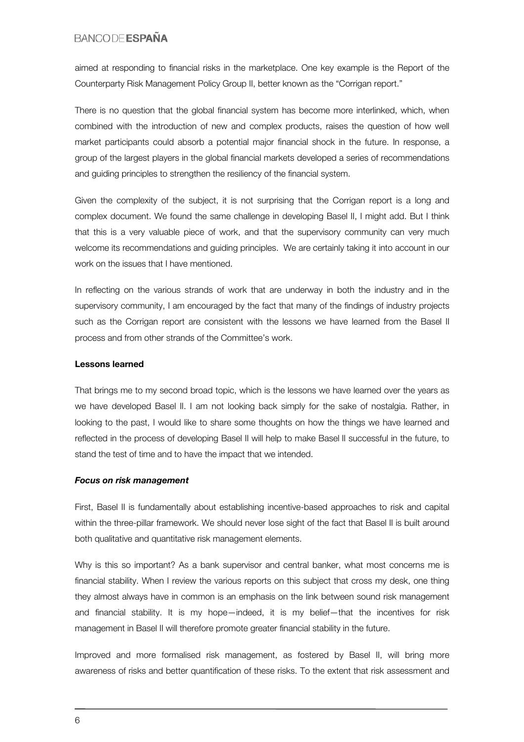aimed at responding to financial risks in the marketplace. One key example is the Report of the Counterparty Risk Management Policy Group II, better known as the "Corrigan report."

There is no question that the global financial system has become more interlinked, which, when combined with the introduction of new and complex products, raises the question of how well market participants could absorb a potential major financial shock in the future. In response, a group of the largest players in the global financial markets developed a series of recommendations and guiding principles to strengthen the resiliency of the financial system.

Given the complexity of the subject, it is not surprising that the Corrigan report is a long and complex document. We found the same challenge in developing Basel II, I might add. But I think that this is a very valuable piece of work, and that the supervisory community can very much welcome its recommendations and guiding principles. We are certainly taking it into account in our work on the issues that I have mentioned.

In reflecting on the various strands of work that are underway in both the industry and in the supervisory community, I am encouraged by the fact that many of the findings of industry projects such as the Corrigan report are consistent with the lessons we have learned from the Basel II process and from other strands of the Committee's work.

**Lessons learned**

That brings me to my second broad topic, which is the lessons we have learned over the years as we have developed Basel II. I am not looking back simply for the sake of nostalgia. Rather, in looking to the past, I would like to share some thoughts on how the things we have learned and reflected in the process of developing Basel II will help to make Basel II successful in the future, to stand the test of time and to have the impact that we intended.

***Focus on risk management***

First, Basel II is fundamentally about establishing incentive-based approaches to risk and capital within the three-pillar framework. We should never lose sight of the fact that Basel II is built around both qualitative and quantitative risk management elements.

Why is this so important? As a bank supervisor and central banker, what most concerns me is financial stability. When I review the various reports on this subject that cross my desk, one thing they almost always have in common is an emphasis on the link between sound risk management and financial stability. It is my hope—indeed, it is my belief—that the incentives for risk management in Basel II will therefore promote greater financial stability in the future.

Improved and more formalised risk management, as fostered by Basel II, will bring more awareness of risks and better quantification of these risks. To the extent that risk assessment and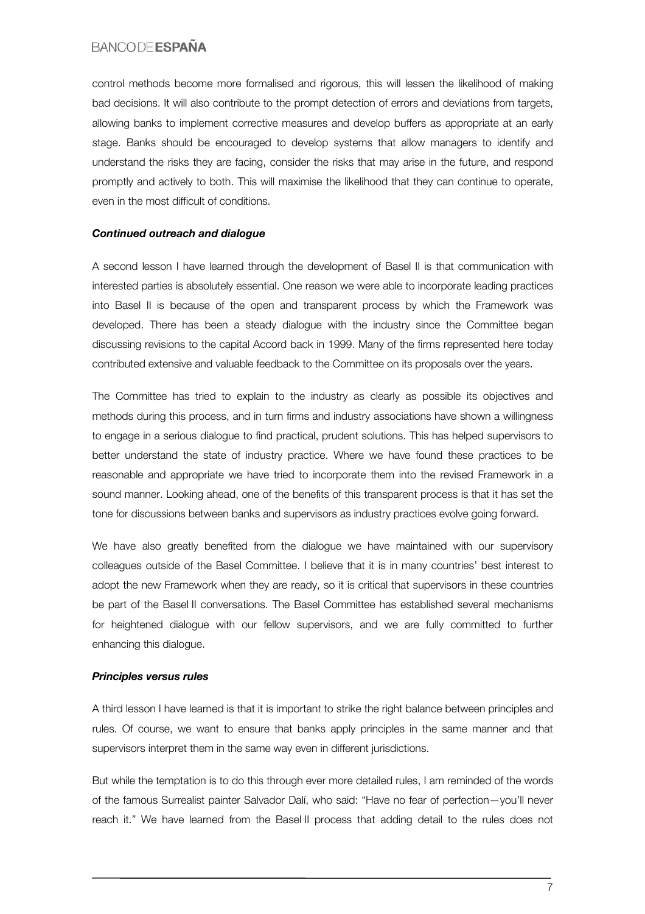control methods become more formalised and rigorous, this will lessen the likelihood of making bad decisions. It will also contribute to the prompt detection of errors and deviations from targets, allowing banks to implement corrective measures and develop buffers as appropriate at an early stage. Banks should be encouraged to develop systems that allow managers to identify and understand the risks they are facing, consider the risks that may arise in the future, and respond promptly and actively to both. This will maximise the likelihood that they can continue to operate, even in the most difficult of conditions.

***Continued outreach and dialogue***

A second lesson I have learned through the development of Basel II is that communication with interested parties is absolutely essential. One reason we were able to incorporate leading practices into Basel II is because of the open and transparent process by which the Framework was developed. There has been a steady dialogue with the industry since the Committee began discussing revisions to the capital Accord back in 1999. Many of the firms represented here today contributed extensive and valuable feedback to the Committee on its proposals over the years.

The Committee has tried to explain to the industry as clearly as possible its objectives and methods during this process, and in turn firms and industry associations have shown a willingness to engage in a serious dialogue to find practical, prudent solutions. This has helped supervisors to better understand the state of industry practice. Where we have found these practices to be reasonable and appropriate we have tried to incorporate them into the revised Framework in a sound manner. Looking ahead, one of the benefits of this transparent process is that it has set the tone for discussions between banks and supervisors as industry practices evolve going forward.

We have also greatly benefited from the dialogue we have maintained with our supervisory colleagues outside of the Basel Committee. I believe that it is in many countries' best interest to adopt the new Framework when they are ready, so it is critical that supervisors in these countries be part of the Basel II conversations. The Basel Committee has established several mechanisms for heightened dialogue with our fellow supervisors, and we are fully committed to further enhancing this dialogue.

***Principles versus rules***

A third lesson I have learned is that it is important to strike the right balance between principles and rules. Of course, we want to ensure that banks apply principles in the same manner and that supervisors interpret them in the same way even in different jurisdictions.

But while the temptation is to do this through ever more detailed rules, I am reminded of the words of the famous Surrealist painter Salvador Dalí, who said: "Have no fear of perfection—you'll never reach it." We have learned from the Basel II process that adding detail to the rules does not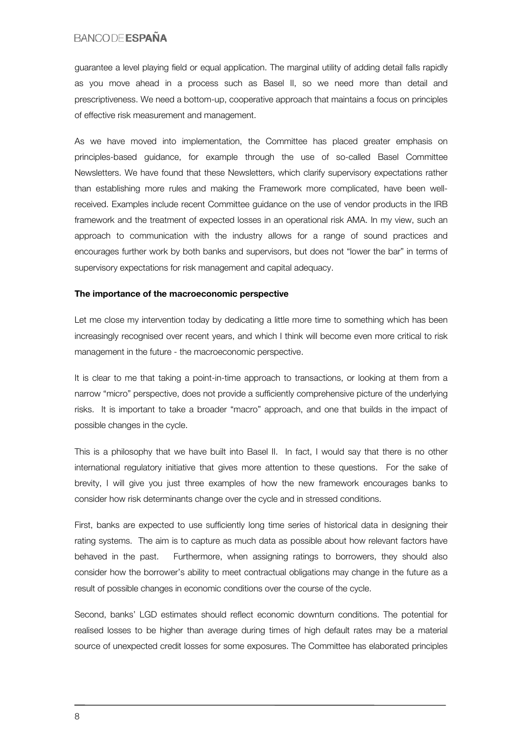guarantee a level playing field or equal application. The marginal utility of adding detail falls rapidly as you move ahead in a process such as Basel II, so we need more than detail and prescriptiveness. We need a bottom-up, cooperative approach that maintains a focus on principles of effective risk measurement and management.

As we have moved into implementation, the Committee has placed greater emphasis on principles-based guidance, for example through the use of so-called Basel Committee Newsletters. We have found that these Newsletters, which clarify supervisory expectations rather than establishing more rules and making the Framework more complicated, have been well-received. Examples include recent Committee guidance on the use of vendor products in the IRB framework and the treatment of expected losses in an operational risk AMA. In my view, such an approach to communication with the industry allows for a range of sound practices and encourages further work by both banks and supervisors, but does not "lower the bar" in terms of supervisory expectations for risk management and capital adequacy.

**The importance of the macroeconomic perspective**

Let me close my intervention today by dedicating a little more time to something which has been increasingly recognised over recent years, and which I think will become even more critical to risk management in the future - the macroeconomic perspective.

It is clear to me that taking a point-in-time approach to transactions, or looking at them from a narrow "micro" perspective, does not provide a sufficiently comprehensive picture of the underlying risks. It is important to take a broader "macro" approach, and one that builds in the impact of possible changes in the cycle.

This is a philosophy that we have built into Basel II. In fact, I would say that there is no other international regulatory initiative that gives more attention to these questions. For the sake of brevity, I will give you just three examples of how the new framework encourages banks to consider how risk determinants change over the cycle and in stressed conditions.

First, banks are expected to use sufficiently long time series of historical data in designing their rating systems. The aim is to capture as much data as possible about how relevant factors have behaved in the past. Furthermore, when assigning ratings to borrowers, they should also consider how the borrower's ability to meet contractual obligations may change in the future as a result of possible changes in economic conditions over the course of the cycle.

Second, banks' LGD estimates should reflect economic downturn conditions. The potential for realised losses to be higher than average during times of high default rates may be a material source of unexpected credit losses for some exposures. The Committee has elaborated principles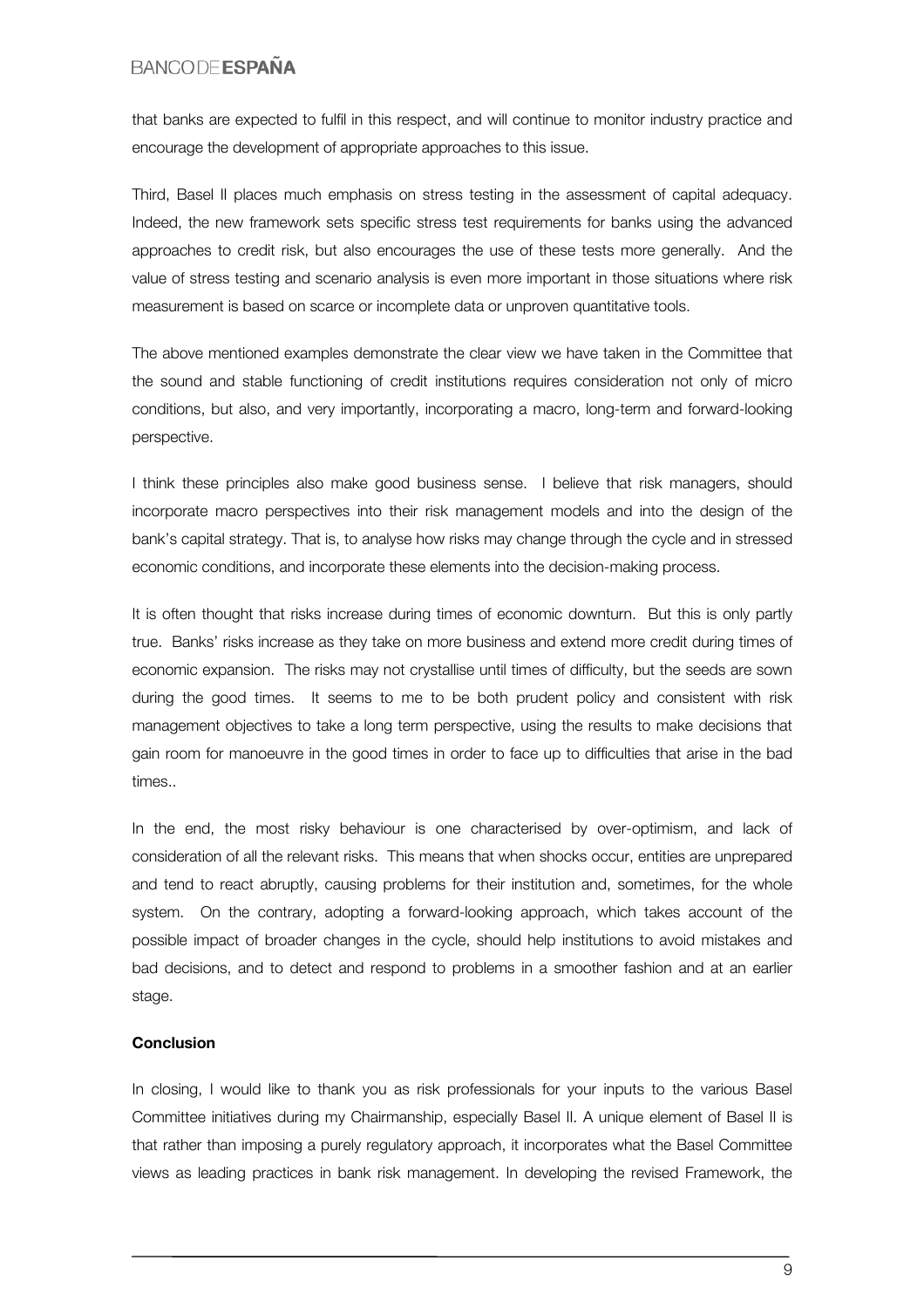that banks are expected to fulfil in this respect, and will continue to monitor industry practice and encourage the development of appropriate approaches to this issue.

Third, Basel II places much emphasis on stress testing in the assessment of capital adequacy. Indeed, the new framework sets specific stress test requirements for banks using the advanced approaches to credit risk, but also encourages the use of these tests more generally. And the value of stress testing and scenario analysis is even more important in those situations where risk measurement is based on scarce or incomplete data or unproven quantitative tools.

The above mentioned examples demonstrate the clear view we have taken in the Committee that the sound and stable functioning of credit institutions requires consideration not only of micro conditions, but also, and very importantly, incorporating a macro, long-term and forward-looking perspective.

I think these principles also make good business sense. I believe that risk managers, should incorporate macro perspectives into their risk management models and into the design of the bank's capital strategy. That is, to analyse how risks may change through the cycle and in stressed economic conditions, and incorporate these elements into the decision-making process.

It is often thought that risks increase during times of economic downturn. But this is only partly true. Banks' risks increase as they take on more business and extend more credit during times of economic expansion. The risks may not crystallise until times of difficulty, but the seeds are sown during the good times. It seems to me to be both prudent policy and consistent with risk management objectives to take a long term perspective, using the results to make decisions that gain room for manoeuvre in the good times in order to face up to difficulties that arise in the bad times..

In the end, the most risky behaviour is one characterised by over-optimism, and lack of consideration of all the relevant risks. This means that when shocks occur, entities are unprepared and tend to react abruptly, causing problems for their institution and, sometimes, for the whole system. On the contrary, adopting a forward-looking approach, which takes account of the possible impact of broader changes in the cycle, should help institutions to avoid mistakes and bad decisions, and to detect and respond to problems in a smoother fashion and at an earlier stage.

**Conclusion**

In closing, I would like to thank you as risk professionals for your inputs to the various Basel Committee initiatives during my Chairmanship, especially Basel II. A unique element of Basel II is that rather than imposing a purely regulatory approach, it incorporates what the Basel Committee views as leading practices in bank risk management. In developing the revised Framework, the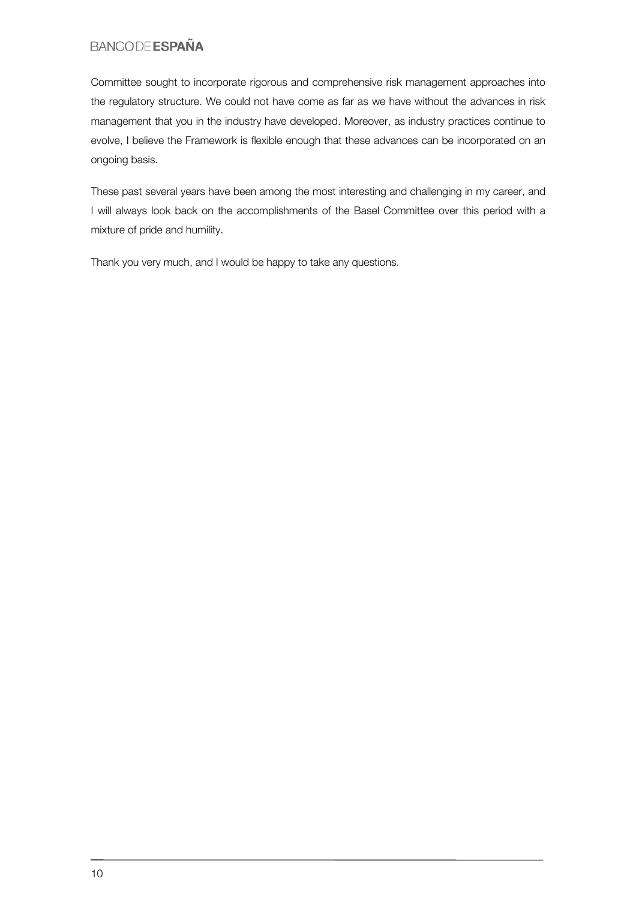Committee sought to incorporate rigorous and comprehensive risk management approaches into the regulatory structure. We could not have come as far as we have without the advances in risk management that you in the industry have developed. Moreover, as industry practices continue to evolve, I believe the Framework is flexible enough that these advances can be incorporated on an ongoing basis.

These past several years have been among the most interesting and challenging in my career, and I will always look back on the accomplishments of the Basel Committee over this period with a mixture of pride and humility.

Thank you very much, and I would be happy to take any questions.